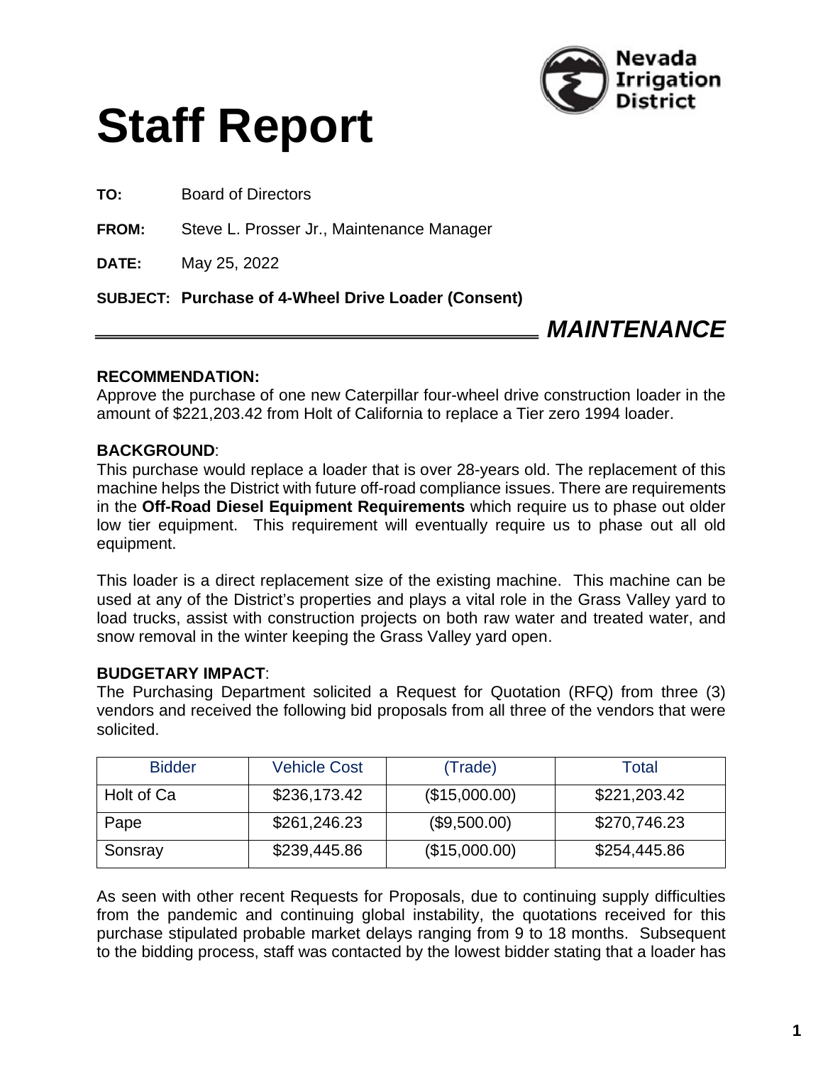# Staff Report

Nevada Irrigation District

**TO:** Board of Directors

**FROM:** Steve L. Prosser Jr., Maintenance Manager

**DATE:** May 25, 2022

**SUBJECT: Purchase of 4-Wheel Drive Loader (Consent)**

***MAINTENANCE***

**RECOMMENDATION:**

Approve the purchase of one new Caterpillar four-wheel drive construction loader in the amount of $221,203.42 from Holt of California to replace a Tier zero 1994 loader.

**BACKGROUND**:

This purchase would replace a loader that is over 28-years old. The replacement of this machine helps the District with future off-road compliance issues. There are requirements in the **Off-Road Diesel Equipment Requirements** which require us to phase out older low tier equipment. This requirement will eventually require us to phase out all old equipment.

This loader is a direct replacement size of the existing machine. This machine can be used at any of the District's properties and plays a vital role in the Grass Valley yard to load trucks, assist with construction projects on both raw water and treated water, and snow removal in the winter keeping the Grass Valley yard open.

**BUDGETARY IMPACT**:

The Purchasing Department solicited a Request for Quotation (RFQ) from three (3) vendors and received the following bid proposals from all three of the vendors that were solicited.

| Bidder | Vehicle Cost | (Trade) | Total |
|---|---|---|---|
| Holt of Ca | $236,173.42 | ($15,000.00) | $221,203.42 |
| Pape | $261,246.23 | ($9,500.00) | $270,746.23 |
| Sonsray | $239,445.86 | ($15,000.00) | $254,445.86 |

As seen with other recent Requests for Proposals, due to continuing supply difficulties from the pandemic and continuing global instability, the quotations received for this purchase stipulated probable market delays ranging from 9 to 18 months. Subsequent to the bidding process, staff was contacted by the lowest bidder stating that a loader has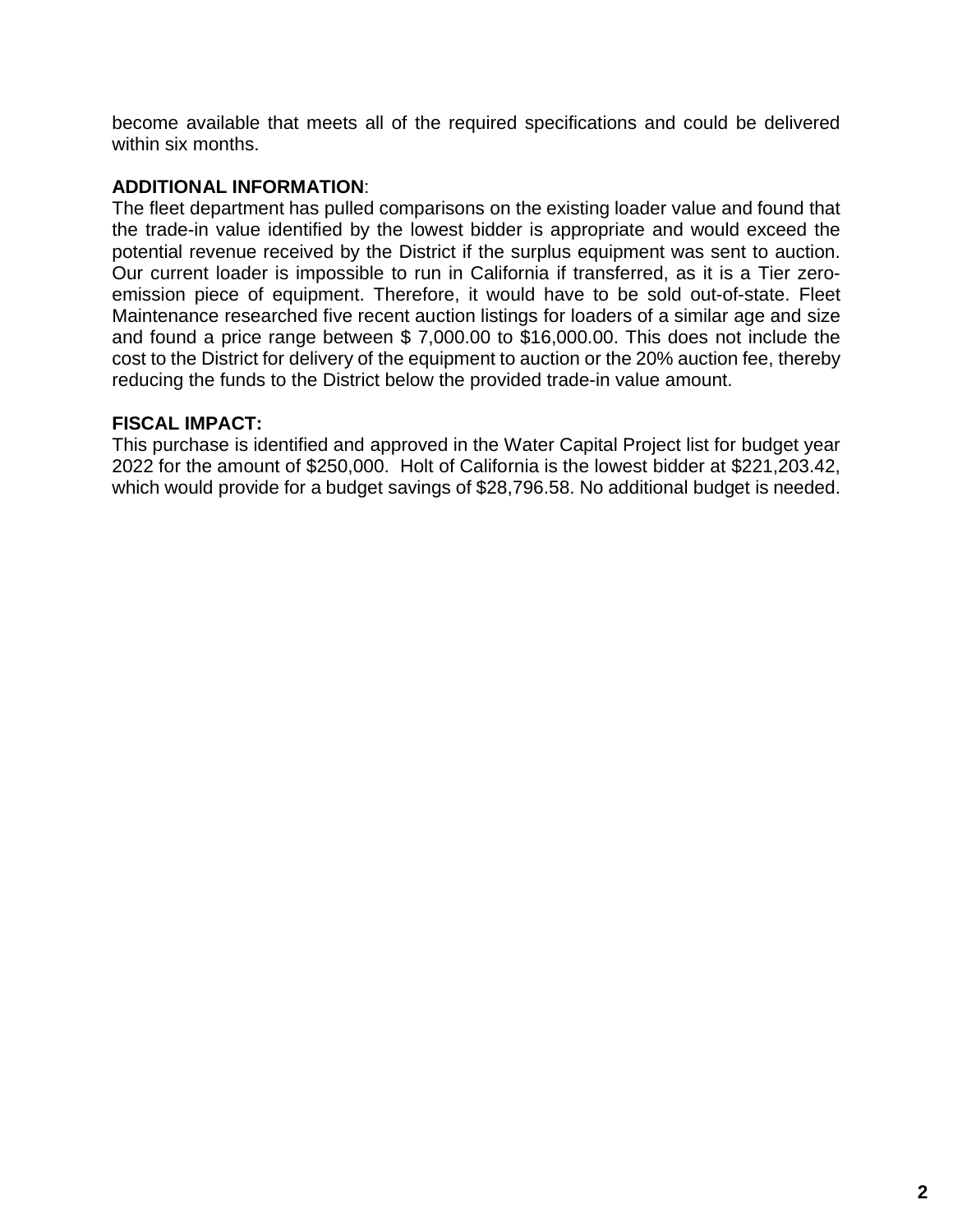become available that meets all of the required specifications and could be delivered within six months.

**ADDITIONAL INFORMATION**:

The fleet department has pulled comparisons on the existing loader value and found that the trade-in value identified by the lowest bidder is appropriate and would exceed the potential revenue received by the District if the surplus equipment was sent to auction. Our current loader is impossible to run in California if transferred, as it is a Tier zero-emission piece of equipment. Therefore, it would have to be sold out-of-state. Fleet Maintenance researched five recent auction listings for loaders of a similar age and size and found a price range between $ 7,000.00 to $16,000.00. This does not include the cost to the District for delivery of the equipment to auction or the 20% auction fee, thereby reducing the funds to the District below the provided trade-in value amount.

**FISCAL IMPACT:**

This purchase is identified and approved in the Water Capital Project list for budget year 2022 for the amount of $250,000. Holt of California is the lowest bidder at $221,203.42, which would provide for a budget savings of $28,796.58. No additional budget is needed.